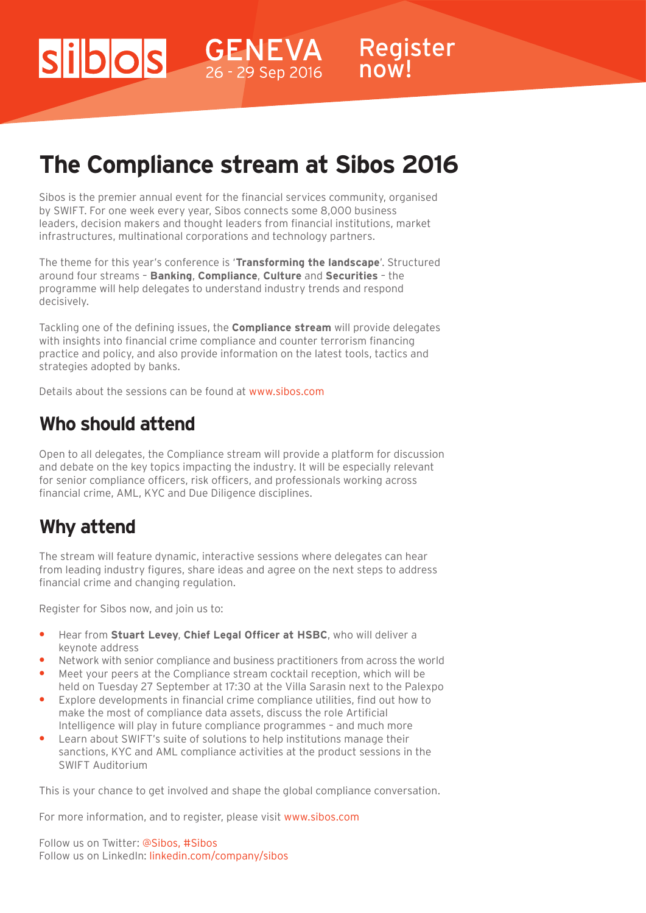sibos GENEVA 26 - 29 Sep 2016 Register now!

# The Compliance stream at Sibos 2016

Sibos is the premier annual event for the financial services community, organised by SWIFT. For one week every year, Sibos connects some 8,000 business leaders, decision makers and thought leaders from financial institutions, market infrastructures, multinational corporations and technology partners.

The theme for this year's conference is '**Transforming the landscape**'. Structured around four streams – **Banking**, **Compliance**, **Culture** and **Securities** – the programme will help delegates to understand industry trends and respond decisively.

Tackling one of the defining issues, the **Compliance stream** will provide delegates with insights into financial crime compliance and counter terrorism financing practice and policy, and also provide information on the latest tools, tactics and strategies adopted by banks.

Details about the sessions can be found at www.sibos.com

## Who should attend

Open to all delegates, the Compliance stream will provide a platform for discussion and debate on the key topics impacting the industry. It will be especially relevant for senior compliance officers, risk officers, and professionals working across financial crime, AML, KYC and Due Diligence disciplines.

## Why attend

The stream will feature dynamic, interactive sessions where delegates can hear from leading industry figures, share ideas and agree on the next steps to address financial crime and changing regulation.

Register for Sibos now, and join us to:

- Hear from **Stuart Levey**, **Chief Legal Officer at HSBC**, who will deliver a keynote address
- Network with senior compliance and business practitioners from across the world
- Meet your peers at the Compliance stream cocktail reception, which will be held on Tuesday 27 September at 17:30 at the Villa Sarasin next to the Palexpo
- Explore developments in financial crime compliance utilities, find out how to make the most of compliance data assets, discuss the role Artificial Intelligence will play in future compliance programmes – and much more
- Learn about SWIFT's suite of solutions to help institutions manage their sanctions, KYC and AML compliance activities at the product sessions in the SWIFT Auditorium

This is your chance to get involved and shape the global compliance conversation.

For more information, and to register, please visit www.sibos.com

Follow us on Twitter: @Sibos, #Sibos
Follow us on LinkedIn: linkedin.com/company/sibos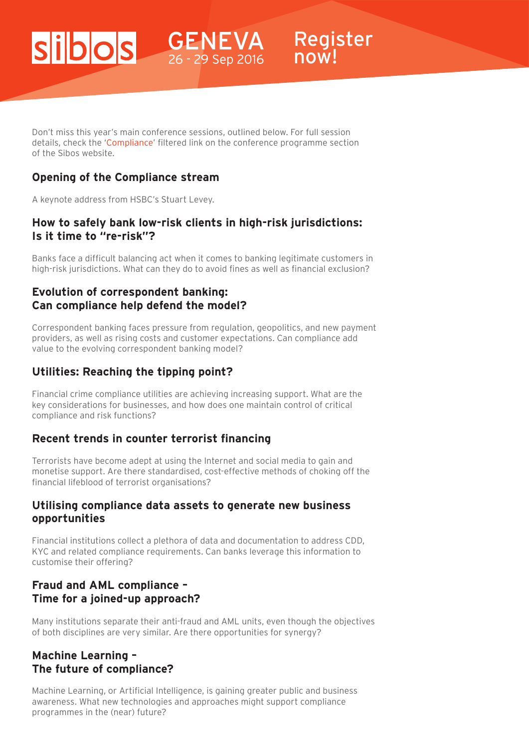sibos GENEVA 26 - 29 Sep 2016 Register now!

Don't miss this year's main conference sessions, outlined below. For full session details, check the 'Compliance' filtered link on the conference programme section of the Sibos website.

## Opening of the Compliance stream

A keynote address from HSBC's Stuart Levey.

## How to safely bank low-risk clients in high-risk jurisdictions: Is it time to "re-risk"?

Banks face a difficult balancing act when it comes to banking legitimate customers in high-risk jurisdictions. What can they do to avoid fines as well as financial exclusion?

## Evolution of correspondent banking: Can compliance help defend the model?

Correspondent banking faces pressure from regulation, geopolitics, and new payment providers, as well as rising costs and customer expectations. Can compliance add value to the evolving correspondent banking model?

## Utilities: Reaching the tipping point?

Financial crime compliance utilities are achieving increasing support. What are the key considerations for businesses, and how does one maintain control of critical compliance and risk functions?

## Recent trends in counter terrorist financing

Terrorists have become adept at using the Internet and social media to gain and monetise support. Are there standardised, cost-effective methods of choking off the financial lifeblood of terrorist organisations?

## Utilising compliance data assets to generate new business opportunities

Financial institutions collect a plethora of data and documentation to address CDD, KYC and related compliance requirements. Can banks leverage this information to customise their offering?

## Fraud and AML compliance – Time for a joined-up approach?

Many institutions separate their anti-fraud and AML units, even though the objectives of both disciplines are very similar. Are there opportunities for synergy?

## Machine Learning – The future of compliance?

Machine Learning, or Artificial Intelligence, is gaining greater public and business awareness. What new technologies and approaches might support compliance programmes in the (near) future?